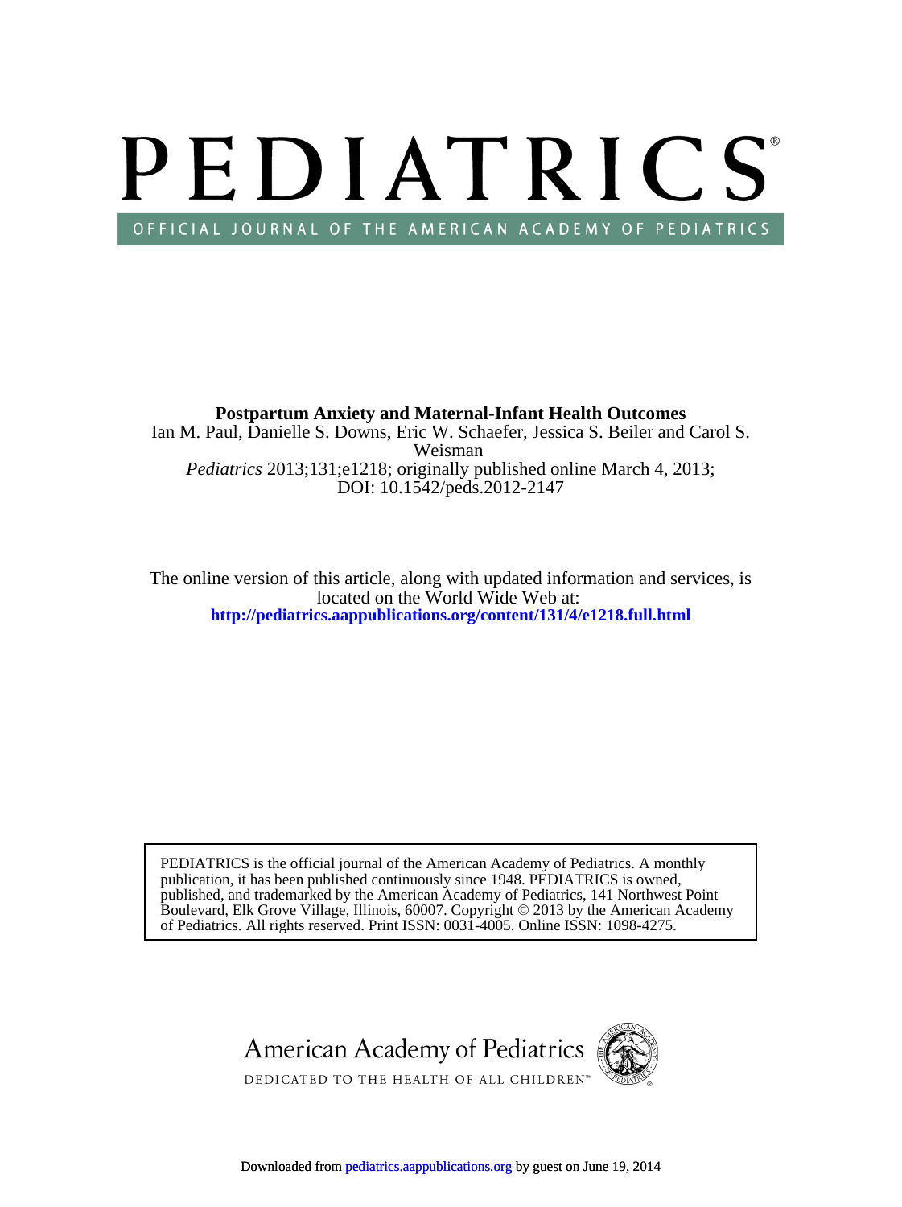# PEDIATRICS

OFFICIAL JOURNAL OF THE AMERICAN ACADEMY OF PEDIATRICS

**Postpartum Anxiety and Maternal-Infant Health Outcomes**

Ian M. Paul, Danielle S. Downs, Eric W. Schaefer, Jessica S. Beiler and Carol S. Weisman

*Pediatrics* 2013;131;e1218; originally published online March 4, 2013;
DOI: 10.1542/peds.2012-2147

The online version of this article, along with updated information and services, is located on the World Wide Web at:
**http://pediatrics.aappublications.org/content/131/4/e1218.full.html**

PEDIATRICS is the official journal of the American Academy of Pediatrics. A monthly publication, it has been published continuously since 1948. PEDIATRICS is owned, published, and trademarked by the American Academy of Pediatrics, 141 Northwest Point Boulevard, Elk Grove Village, Illinois, 60007. Copyright © 2013 by the American Academy of Pediatrics. All rights reserved. Print ISSN: 0031-4005. Online ISSN: 1098-4275.

American Academy of Pediatrics

DEDICATED TO THE HEALTH OF ALL CHILDREN™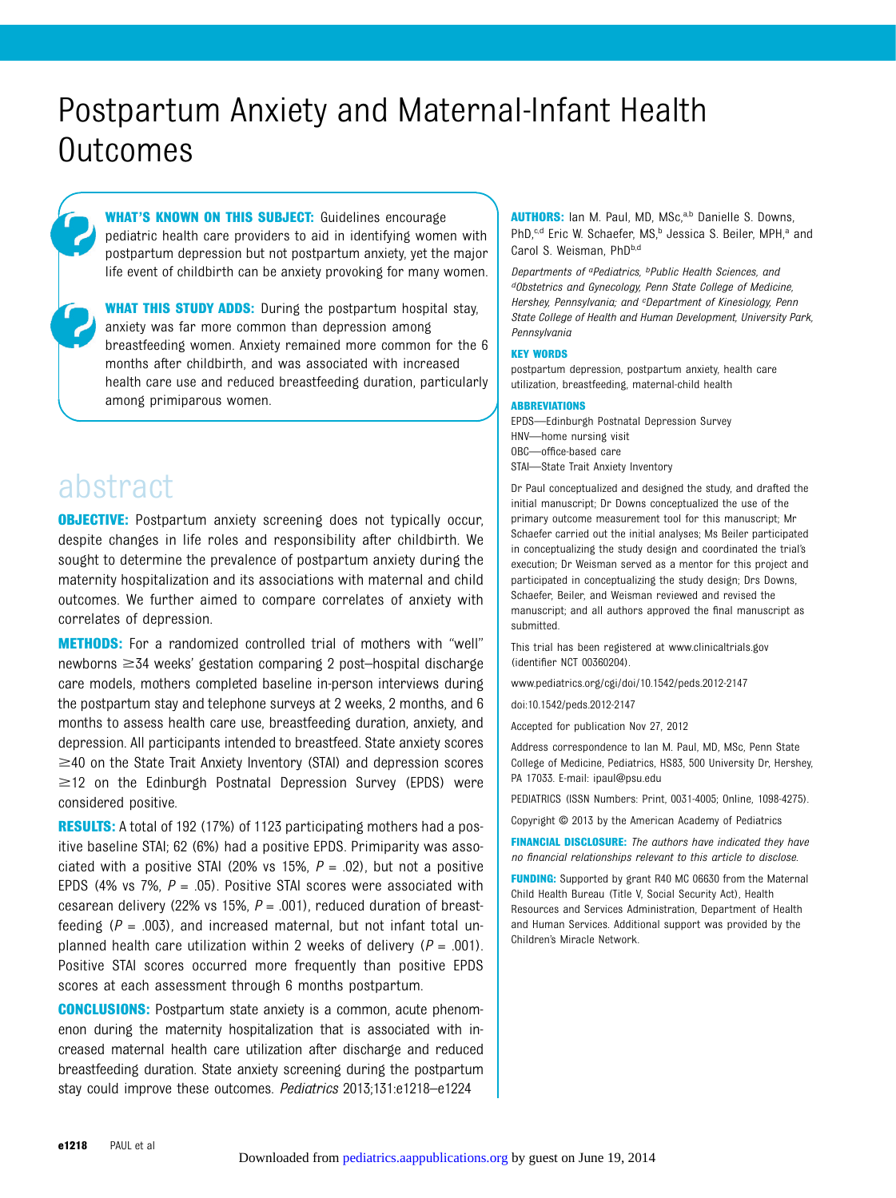# Postpartum Anxiety and Maternal-Infant Health Outcomes

**WHAT'S KNOWN ON THIS SUBJECT:** Guidelines encourage pediatric health care providers to aid in identifying women with postpartum depression but not postpartum anxiety, yet the major life event of childbirth can be anxiety provoking for many women.

**WHAT THIS STUDY ADDS:** During the postpartum hospital stay, anxiety was far more common than depression among breastfeeding women. Anxiety remained more common for the 6 months after childbirth, and was associated with increased health care use and reduced breastfeeding duration, particularly among primiparous women.

## abstract

**OBJECTIVE:** Postpartum anxiety screening does not typically occur, despite changes in life roles and responsibility after childbirth. We sought to determine the prevalence of postpartum anxiety during the maternity hospitalization and its associations with maternal and child outcomes. We further aimed to compare correlates of anxiety with correlates of depression.

**METHODS:** For a randomized controlled trial of mothers with "well" newborns ≥34 weeks' gestation comparing 2 post–hospital discharge care models, mothers completed baseline in-person interviews during the postpartum stay and telephone surveys at 2 weeks, 2 months, and 6 months to assess health care use, breastfeeding duration, anxiety, and depression. All participants intended to breastfeed. State anxiety scores ≥40 on the State Trait Anxiety Inventory (STAI) and depression scores ≥12 on the Edinburgh Postnatal Depression Survey (EPDS) were considered positive.

**RESULTS:** A total of 192 (17%) of 1123 participating mothers had a positive baseline STAI; 62 (6%) had a positive EPDS. Primiparity was associated with a positive STAI (20% vs 15%, $P = .02$), but not a positive EPDS (4% vs 7%, $P = .05$). Positive STAI scores were associated with cesarean delivery (22% vs 15%, $P = .001$), reduced duration of breastfeeding ($P = .003$), and increased maternal, but not infant total unplanned health care utilization within 2 weeks of delivery ($P = .001$). Positive STAI scores occurred more frequently than positive EPDS scores at each assessment through 6 months postpartum.

**CONCLUSIONS:** Postpartum state anxiety is a common, acute phenomenon during the maternity hospitalization that is associated with increased maternal health care utilization after discharge and reduced breastfeeding duration. State anxiety screening during the postpartum stay could improve these outcomes. *Pediatrics* 2013;131:e1218–e1224

**AUTHORS:** Ian M. Paul, MD, MSc,[a,b] Danielle S. Downs, PhD,[c,d] Eric W. Schaefer, MS,[b] Jessica S. Beiler, MPH,[a] and Carol S. Weisman, PhD[b,d]

*Departments of [a]Pediatrics, [b]Public Health Sciences, and [d]Obstetrics and Gynecology, Penn State College of Medicine, Hershey, Pennsylvania; and [c]Department of Kinesiology, Penn State College of Health and Human Development, University Park, Pennsylvania*

**KEY WORDS**

postpartum depression, postpartum anxiety, health care utilization, breastfeeding, maternal-child health

**ABBREVIATIONS**

EPDS—Edinburgh Postnatal Depression Survey
HNV—home nursing visit
OBC—office-based care
STAI—State Trait Anxiety Inventory

Dr Paul conceptualized and designed the study, and drafted the initial manuscript; Dr Downs conceptualized the use of the primary outcome measurement tool for this manuscript; Mr Schaefer carried out the initial analyses; Ms Beiler participated in conceptualizing the study design and coordinated the trial's execution; Dr Weisman served as a mentor for this project and participated in conceptualizing the study design; Drs Downs, Schaefer, Beiler, and Weisman reviewed and revised the manuscript; and all authors approved the final manuscript as submitted.

This trial has been registered at www.clinicaltrials.gov (identifier NCT 00360204).

www.pediatrics.org/cgi/doi/10.1542/peds.2012-2147

doi:10.1542/peds.2012-2147

Accepted for publication Nov 27, 2012

Address correspondence to Ian M. Paul, MD, MSc, Penn State College of Medicine, Pediatrics, HS83, 500 University Dr, Hershey, PA 17033. E-mail: ipaul@psu.edu

PEDIATRICS (ISSN Numbers: Print, 0031-4005; Online, 1098-4275).

Copyright © 2013 by the American Academy of Pediatrics

**FINANCIAL DISCLOSURE:** *The authors have indicated they have no financial relationships relevant to this article to disclose.*

**FUNDING:** Supported by grant R40 MC 06630 from the Maternal Child Health Bureau (Title V, Social Security Act), Health Resources and Services Administration, Department of Health and Human Services. Additional support was provided by the Children's Miracle Network.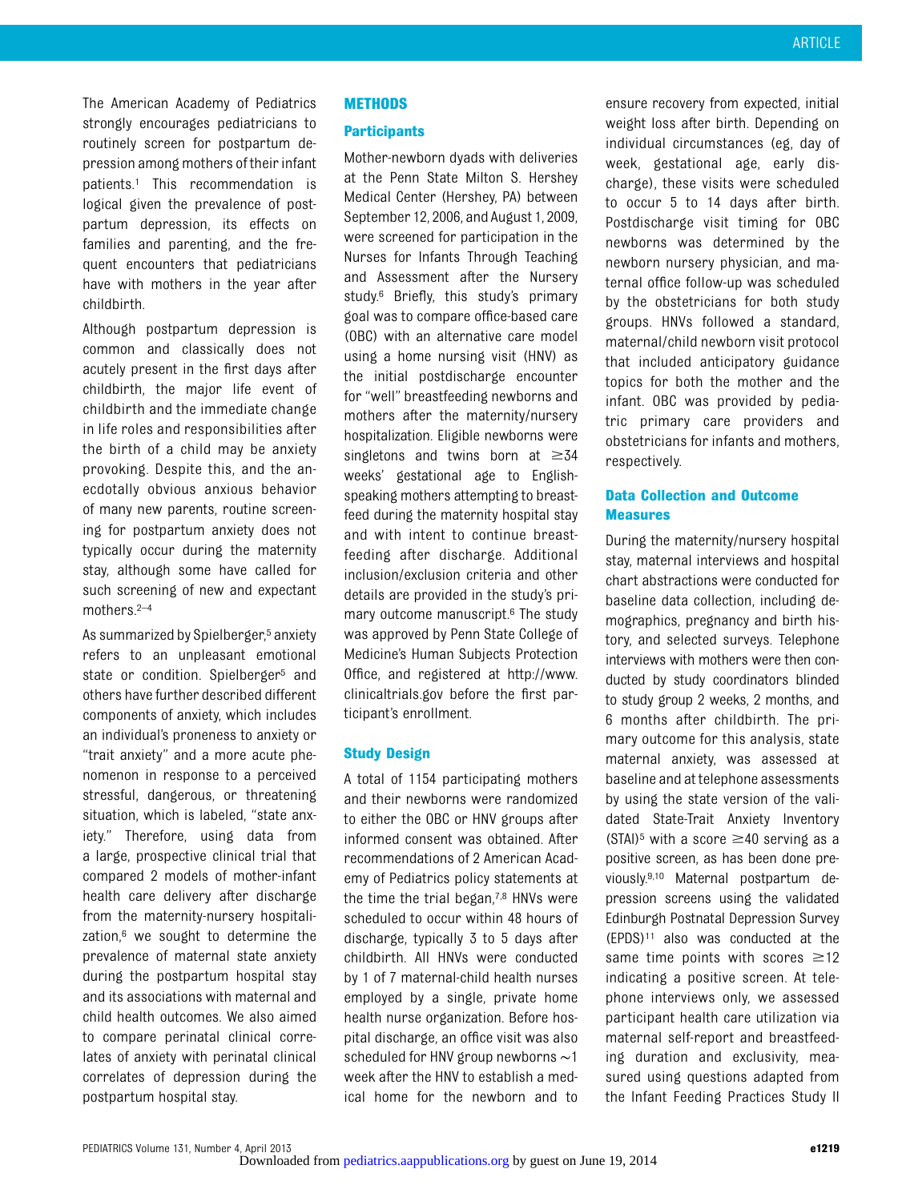The American Academy of Pediatrics strongly encourages pediatricians to routinely screen for postpartum depression among mothers of their infant patients.[1] This recommendation is logical given the prevalence of postpartum depression, its effects on families and parenting, and the frequent encounters that pediatricians have with mothers in the year after childbirth.

Although postpartum depression is common and classically does not acutely present in the first days after childbirth, the major life event of childbirth and the immediate change in life roles and responsibilities after the birth of a child may be anxiety provoking. Despite this, and the anecdotally obvious anxious behavior of many new parents, routine screening for postpartum anxiety does not typically occur during the maternity stay, although some have called for such screening of new and expectant mothers.[2–4]

As summarized by Spielberger,[5] anxiety refers to an unpleasant emotional state or condition. Spielberger[5] and others have further described different components of anxiety, which includes an individual's proneness to anxiety or "trait anxiety" and a more acute phenomenon in response to a perceived stressful, dangerous, or threatening situation, which is labeled, "state anxiety." Therefore, using data from a large, prospective clinical trial that compared 2 models of mother-infant health care delivery after discharge from the maternity-nursery hospitalization,[6] we sought to determine the prevalence of maternal state anxiety during the postpartum hospital stay and its associations with maternal and child health outcomes. We also aimed to compare perinatal clinical correlates of anxiety with perinatal clinical correlates of depression during the postpartum hospital stay.

## METHODS

### Participants

Mother-newborn dyads with deliveries at the Penn State Milton S. Hershey Medical Center (Hershey, PA) between September 12, 2006, and August 1, 2009, were screened for participation in the Nurses for Infants Through Teaching and Assessment after the Nursery study.[6] Briefly, this study's primary goal was to compare office-based care (OBC) with an alternative care model using a home nursing visit (HNV) as the initial postdischarge encounter for "well" breastfeeding newborns and mothers after the maternity/nursery hospitalization. Eligible newborns were singletons and twins born at ≥34 weeks' gestational age to English-speaking mothers attempting to breastfeed during the maternity hospital stay and with intent to continue breastfeeding after discharge. Additional inclusion/exclusion criteria and other details are provided in the study's primary outcome manuscript.[6] The study was approved by Penn State College of Medicine's Human Subjects Protection Office, and registered at http://www.clinicaltrials.gov before the first participant's enrollment.

### Study Design

A total of 1154 participating mothers and their newborns were randomized to either the OBC or HNV groups after informed consent was obtained. After recommendations of 2 American Academy of Pediatrics policy statements at the time the trial began,[7,8] HNVs were scheduled to occur within 48 hours of discharge, typically 3 to 5 days after childbirth. All HNVs were conducted by 1 of 7 maternal-child health nurses employed by a single, private home health nurse organization. Before hospital discharge, an office visit was also scheduled for HNV group newborns ~1 week after the HNV to establish a medical home for the newborn and to ensure recovery from expected, initial weight loss after birth. Depending on individual circumstances (eg, day of week, gestational age, early discharge), these visits were scheduled to occur 5 to 14 days after birth. Postdischarge visit timing for OBC newborns was determined by the newborn nursery physician, and maternal office follow-up was scheduled by the obstetricians for both study groups. HNVs followed a standard, maternal/child newborn visit protocol that included anticipatory guidance topics for both the mother and the infant. OBC was provided by pediatric primary care providers and obstetricians for infants and mothers, respectively.

### Data Collection and Outcome Measures

During the maternity/nursery hospital stay, maternal interviews and hospital chart abstractions were conducted for baseline data collection, including demographics, pregnancy and birth history, and selected surveys. Telephone interviews with mothers were then conducted by study coordinators blinded to study group 2 weeks, 2 months, and 6 months after childbirth. The primary outcome for this analysis, state maternal anxiety, was assessed at baseline and at telephone assessments by using the state version of the validated State-Trait Anxiety Inventory (STAI)[5] with a score ≥40 serving as a positive screen, as has been done previously.[9,10] Maternal postpartum depression screens using the validated Edinburgh Postnatal Depression Survey (EPDS)[11] also was conducted at the same time points with scores ≥12 indicating a positive screen. At telephone interviews only, we assessed participant health care utilization via maternal self-report and breastfeeding duration and exclusivity, measured using questions adapted from the Infant Feeding Practices Study II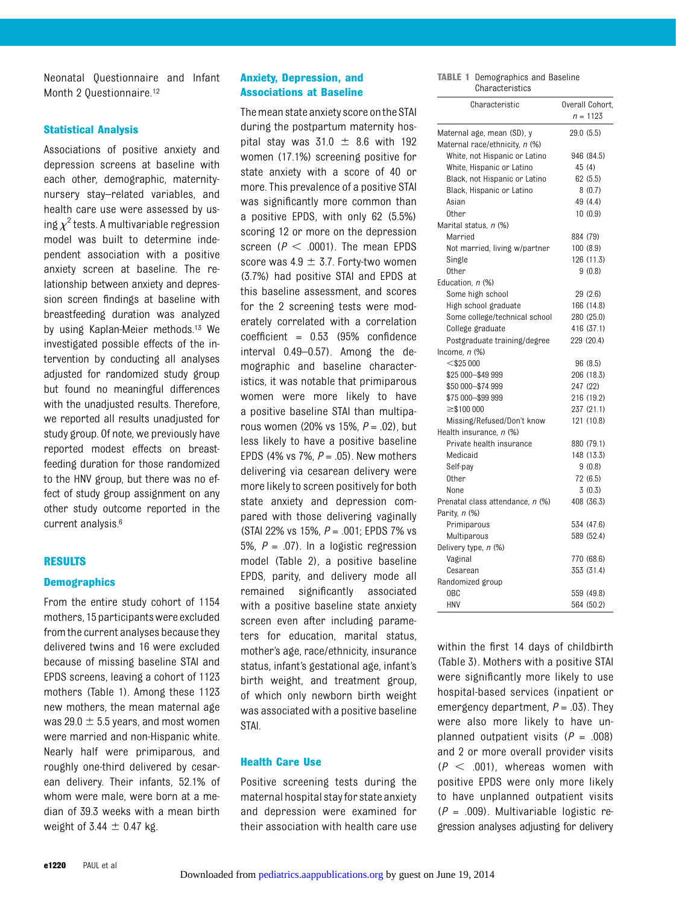Neonatal Questionnaire and Infant Month 2 Questionnaire.[12]

### Statistical Analysis

Associations of positive anxiety and depression screens at baseline with each other, demographic, maternity-nursery stay–related variables, and health care use were assessed by using $\chi^2$ tests. A multivariable regression model was built to determine independent association with a positive anxiety screen at baseline. The relationship between anxiety and depression screen findings at baseline with breastfeeding duration was analyzed by using Kaplan-Meier methods.[13] We investigated possible effects of the intervention by conducting all analyses adjusted for randomized study group but found no meaningful differences with the unadjusted results. Therefore, we reported all results unadjusted for study group. Of note, we previously have reported modest effects on breastfeeding duration for those randomized to the HNV group, but there was no effect of study group assignment on any other study outcome reported in the current analysis.[6]

## RESULTS

### Demographics

From the entire study cohort of 1154 mothers, 15 participants were excluded from the current analyses because they delivered twins and 16 were excluded because of missing baseline STAI and EPDS screens, leaving a cohort of 1123 mothers (Table 1). Among these 1123 new mothers, the mean maternal age was 29.0 ± 5.5 years, and most women were married and non-Hispanic white. Nearly half were primiparous, and roughly one-third delivered by cesarean delivery. Their infants, 52.1% of whom were male, were born at a median of 39.3 weeks with a mean birth weight of 3.44 ± 0.47 kg.

### Anxiety, Depression, and Associations at Baseline

The mean state anxiety score on the STAI during the postpartum maternity hospital stay was 31.0 ± 8.6 with 192 women (17.1%) screening positive for state anxiety with a score of 40 or more. This prevalence of a positive STAI was significantly more common than a positive EPDS, with only 62 (5.5%) scoring 12 or more on the depression screen ($P < .0001$). The mean EPDS score was 4.9 ± 3.7. Forty-two women (3.7%) had positive STAI and EPDS at this baseline assessment, and scores for the 2 screening tests were moderately correlated with a correlation coefficient = 0.53 (95% confidence interval 0.49–0.57). Among the demographic and baseline characteristics, it was notable that primiparous women were more likely to have a positive baseline STAI than multiparous women (20% vs 15%, $P = .02$), but less likely to have a positive baseline EPDS (4% vs 7%, $P = .05$). New mothers delivering via cesarean delivery were more likely to screen positively for both state anxiety and depression compared with those delivering vaginally (STAI 22% vs 15%, $P = .001$; EPDS 7% vs 5%, $P = .07$). In a logistic regression model (Table 2), a positive baseline EPDS, parity, and delivery mode all remained significantly associated with a positive baseline state anxiety screen even after including parameters for education, marital status, mother's age, race/ethnicity, insurance status, infant's gestational age, infant's birth weight, and treatment group, of which only newborn birth weight was associated with a positive baseline STAI.

**TABLE 1** Demographics and Baseline Characteristics

| Characteristic | Overall Cohort, $n$ = 1123 |
|---|---|
| Maternal age, mean (SD), y | 29.0 (5.5) |
| Maternal race/ethnicity, $n$ (%) | |
| White, not Hispanic or Latino | 946 (84.5) |
| White, Hispanic or Latino | 45 (4) |
| Black, not Hispanic or Latino | 62 (5.5) |
| Black, Hispanic or Latino | 8 (0.7) |
| Asian | 49 (4.4) |
| Other | 10 (0.9) |
| Marital status, $n$ (%) | |
| Married | 884 (79) |
| Not married, living w/partner | 100 (8.9) |
| Single | 126 (11.3) |
| Other | 9 (0.8) |
| Education, $n$ (%) | |
| Some high school | 29 (2.6) |
| High school graduate | 166 (14.8) |
| Some college/technical school | 280 (25.0) |
| College graduate | 416 (37.1) |
| Postgraduate training/degree | 229 (20.4) |
| Income, $n$ (%) | |
| <$25 000 | 96 (8.5) |
| $25 000–$49 999 | 206 (18.3) |
| $50 000–$74 999 | 247 (22) |
| $75 000–$99 999 | 216 (19.2) |
| ≥$100 000 | 237 (21.1) |
| Missing/Refused/Don't know | 121 (10.8) |
| Health insurance, $n$ (%) | |
| Private health insurance | 880 (79.1) |
| Medicaid | 148 (13.3) |
| Self-pay | 9 (0.8) |
| Other | 72 (6.5) |
| None | 3 (0.3) |
| Prenatal class attendance, $n$ (%) | 408 (36.3) |
| Parity, $n$ (%) | |
| Primiparous | 534 (47.6) |
| Multiparous | 589 (52.4) |
| Delivery type, $n$ (%) | |
| Vaginal | 770 (68.6) |
| Cesarean | 353 (31.4) |
| Randomized group | |
| OBC | 559 (49.8) |
| HNV | 564 (50.2) |

### Health Care Use

Positive screening tests during the maternal hospital stay for state anxiety and depression were examined for their association with health care use within the first 14 days of childbirth (Table 3). Mothers with a positive STAI were significantly more likely to use hospital-based services (inpatient or emergency department, $P = .03$). They were also more likely to have unplanned outpatient visits ($P = .008$) and 2 or more overall provider visits ($P < .001$), whereas women with positive EPDS were only more likely to have unplanned outpatient visits ($P = .009$). Multivariable logistic regression analyses adjusting for delivery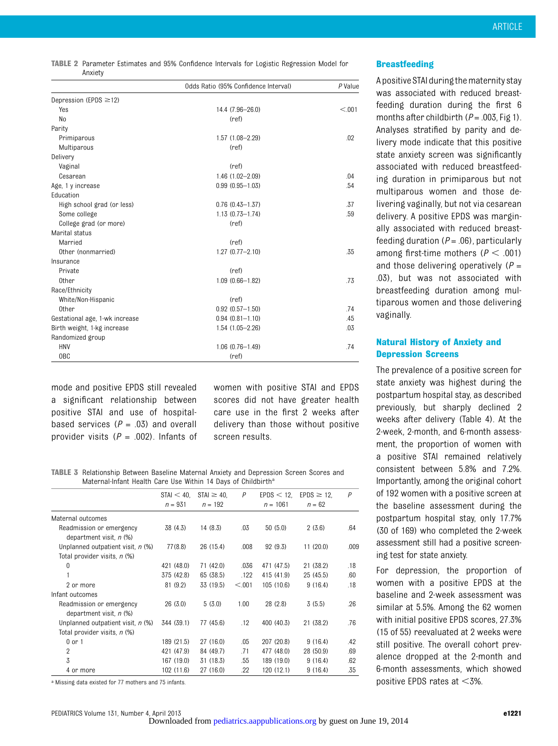**TABLE 2** Parameter Estimates and 95% Confidence Intervals for Logistic Regression Model for Anxiety

| | Odds Ratio (95% Confidence Interval) | P Value |
|---|---|---|
| Depression (EPDS ≥12) | | |
| Yes | 14.4 (7.96–26.0) | <.001 |
| No | (ref) | |
| Parity | | |
| Primiparous | 1.57 (1.08–2.29) | .02 |
| Multiparous | (ref) | |
| Delivery | | |
| Vaginal | (ref) | |
| Cesarean | 1.46 (1.02–2.09) | .04 |
| Age, 1 y increase | 0.99 (0.95–1.03) | .54 |
| Education | | |
| High school grad (or less) | 0.76 (0.43–1.37) | .37 |
| Some college | 1.13 (0.73–1.74) | .59 |
| College grad (or more) | (ref) | |
| Marital status | | |
| Married | (ref) | |
| Other (nonmarried) | 1.27 (0.77–2.10) | .35 |
| Insurance | | |
| Private | (ref) | |
| Other | 1.09 (0.66–1.82) | .73 |
| Race/Ethnicity | | |
| White/Non-Hispanic | (ref) | |
| Other | 0.92 (0.57–1.50) | .74 |
| Gestational age, 1-wk increase | 0.94 (0.81–1.10) | .45 |
| Birth weight, 1-kg increase | 1.54 (1.05–2.26) | .03 |
| Randomized group | | |
| HNV | 1.06 (0.76–1.49) | .74 |
| OBC | (ref) | |

mode and positive EPDS still revealed a significant relationship between positive STAI and use of hospital-based services ($P$ = .03) and overall provider visits ($P$ = .002). Infants of women with positive STAI and EPDS scores did not have greater health care use in the first 2 weeks after delivery than those without positive screen results.

**TABLE 3** Relationship Between Baseline Maternal Anxiety and Depression Screen Scores and Maternal-Infant Health Care Use Within 14 Days of Childbirth[a]

| | STAI < 40, n = 931 | STAI ≥ 40, n = 192 | P | EPDS < 12, n = 1061 | EPDS ≥ 12, n = 62 | P |
|---|---|---|---|---|---|---|
| Maternal outcomes | | | | | | |
| Readmission or emergency department visit, n (%) | 38 (4.3) | 14 (8.3) | .03 | 50 (5.0) | 2 (3.6) | .64 |
| Unplanned outpatient visit, n (%) | 77(8.8) | 26 (15.4) | .008 | 92 (9.3) | 11 (20.0) | .009 |
| Total provider visits, n (%) | | | | | | |
| 0 | 421 (48.0) | 71 (42.0) | .036 | 471 (47.5) | 21 (38.2) | .18 |
| 1 | 375 (42.8) | 65 (38.5) | .122 | 415 (41.9) | 25 (45.5) | .60 |
| 2 or more | 81 (9.2) | 33 (19.5) | <.001 | 105 (10.6) | 9 (16.4) | .18 |
| Infant outcomes | | | | | | |
| Readmission or emergency department visit, n (%) | 26 (3.0) | 5 (3.0) | 1.00 | 28 (2.8) | 3 (5.5) | .26 |
| Unplanned outpatient visit, n (%) | 344 (39.1) | 77 (45.6) | .12 | 400 (40.3) | 21 (38.2) | .76 |
| Total provider visits, n (%) | | | | | | |
| 0 or 1 | 189 (21.5) | 27 (16.0) | .05 | 207 (20.8) | 9 (16.4) | .42 |
| 2 | 421 (47.9) | 84 (49.7) | .71 | 477 (48.0) | 28 (50.9) | .69 |
| 3 | 167 (19.0) | 31 (18.3) | .55 | 189 (19.0) | 9 (16.4) | .62 |
| 4 or more | 102 (11.6) | 27 (16.0) | .22 | 120 (12.1) | 9 (16.4) | .35 |

[a] Missing data existed for 77 mothers and 75 infants.

### Breastfeeding

A positive STAI during the maternity stay was associated with reduced breastfeeding duration during the first 6 months after childbirth ($P$ = .003, Fig 1). Analyses stratified by parity and delivery mode indicate that this positive state anxiety screen was significantly associated with reduced breastfeeding duration in primiparous but not multiparous women and those delivering vaginally, but not via cesarean delivery. A positive EPDS was marginally associated with reduced breastfeeding duration ($P$ = .06), particularly among first-time mothers ($P < .001$) and those delivering operatively ($P$ = .03), but was not associated with breastfeeding duration among multiparous women and those delivering vaginally.

### Natural History of Anxiety and Depression Screens

The prevalence of a positive screen for state anxiety was highest during the postpartum hospital stay, as described previously, but sharply declined 2 weeks after delivery (Table 4). At the 2-week, 2-month, and 6-month assessment, the proportion of women with a positive STAI remained relatively consistent between 5.8% and 7.2%. Importantly, among the original cohort of 192 women with a positive screen at the baseline assessment during the postpartum hospital stay, only 17.7% (30 of 169) who completed the 2-week assessment still had a positive screening test for state anxiety.

For depression, the proportion of women with a positive EPDS at the baseline and 2-week assessment was similar at 5.5%. Among the 62 women with initial positive EPDS scores, 27.3% (15 of 55) reevaluated at 2 weeks were still positive. The overall cohort prevalence dropped at the 2-month and 6-month assessments, which showed positive EPDS rates at <3%.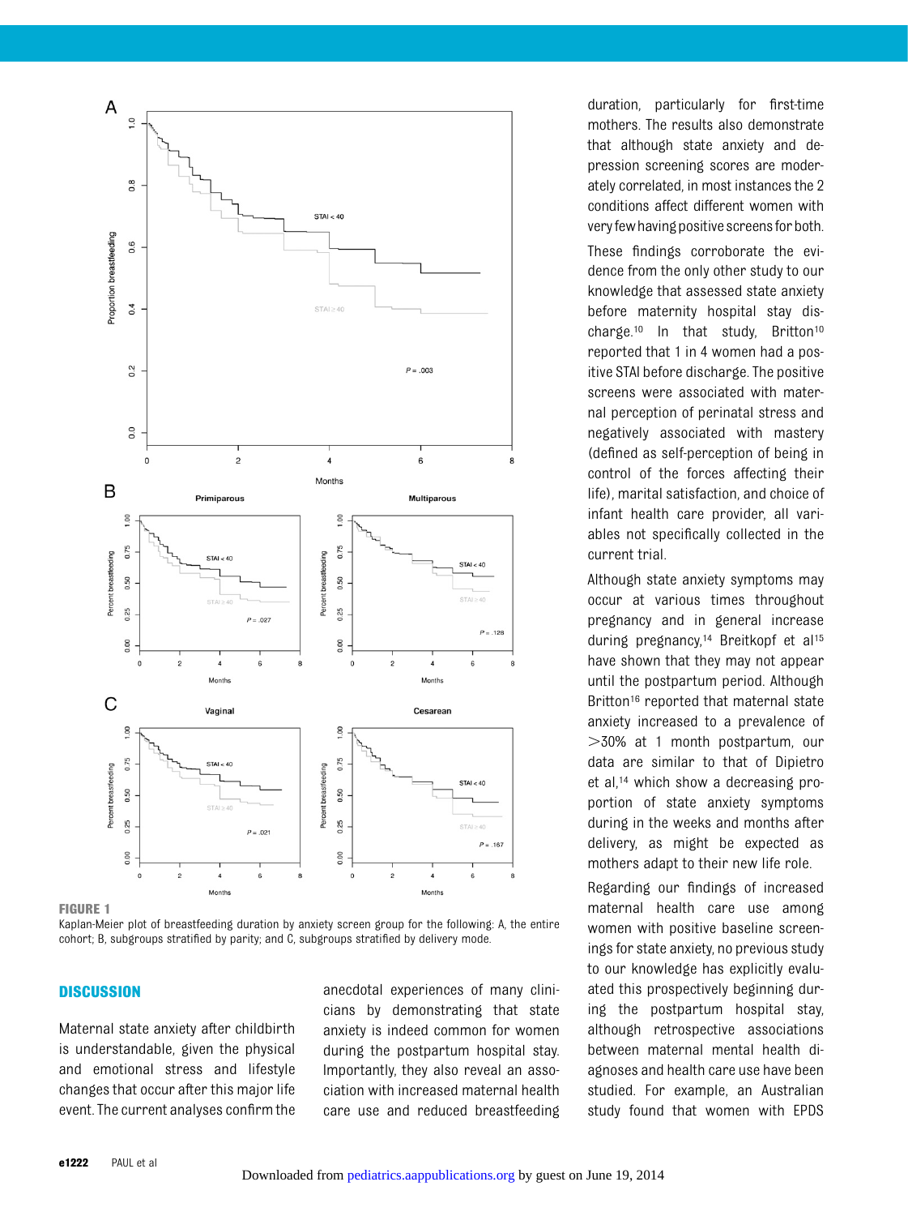**FIGURE 1**
Kaplan-Meier plot of breastfeeding duration by anxiety screen group for the following: A, the entire cohort; B, subgroups stratified by parity; and C, subgroups stratified by delivery mode.

## DISCUSSION

Maternal state anxiety after childbirth is understandable, given the physical and emotional stress and lifestyle changes that occur after this major life event. The current analyses confirm the anecdotal experiences of many clinicians by demonstrating that state anxiety is indeed common for women during the postpartum hospital stay. Importantly, they also reveal an association with increased maternal health care use and reduced breastfeeding duration, particularly for first-time mothers. The results also demonstrate that although state anxiety and depression screening scores are moderately correlated, in most instances the 2 conditions affect different women with very few having positive screens for both.

These findings corroborate the evidence from the only other study to our knowledge that assessed state anxiety before maternity hospital stay discharge.[10] In that study, Britton[10] reported that 1 in 4 women had a positive STAI before discharge. The positive screens were associated with maternal perception of perinatal stress and negatively associated with mastery (defined as self-perception of being in control of the forces affecting their life), marital satisfaction, and choice of infant health care provider, all variables not specifically collected in the current trial.

Although state anxiety symptoms may occur at various times throughout pregnancy and in general increase during pregnancy,[14] Breitkopf et al[15] have shown that they may not appear until the postpartum period. Although Britton[16] reported that maternal state anxiety increased to a prevalence of >30% at 1 month postpartum, our data are similar to that of Dipietro et al,[14] which show a decreasing proportion of state anxiety symptoms during in the weeks and months after delivery, as might be expected as mothers adapt to their new life role.

Regarding our findings of increased maternal health care use among women with positive baseline screenings for state anxiety, no previous study to our knowledge has explicitly evaluated this prospectively beginning during the postpartum hospital stay, although retrospective associations between maternal mental health diagnoses and health care use have been studied. For example, an Australian study found that women with EPDS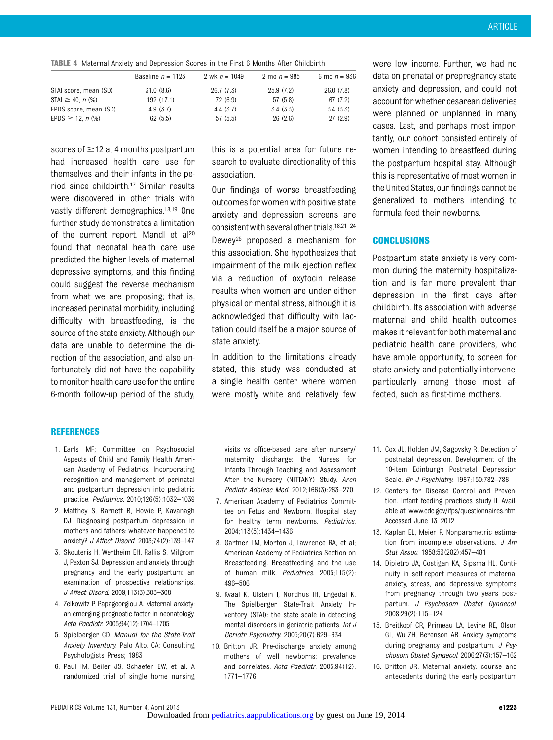**TABLE 4** Maternal Anxiety and Depression Scores in the First 6 Months After Childbirth

| | Baseline $n$ = 1123 | 2 wk $n$ = 1049 | 2 mo $n$ = 985 | 6 mo $n$ = 936 |
|---|---|---|---|---|
| STAI score, mean (SD) | 31.0 (8.6) | 26.7 (7.3) | 25.9 (7.2) | 26.0 (7.8) |
| STAI ≥ 40, $n$ (%) | 192 (17.1) | 72 (6.9) | 57 (5.8) | 67 (7.2) |
| EPDS score, mean (SD) | 4.9 (3.7) | 4.4 (3.7) | 3.4 (3.3) | 3.4 (3.3) |
| EPDS ≥ 12, $n$ (%) | 62 (5.5) | 57 (5.5) | 26 (2.6) | 27 (2.9) |

scores of ≥12 at 4 months postpartum had increased health care use for themselves and their infants in the period since childbirth.[17] Similar results were discovered in other trials with vastly different demographics.[18,19] One further study demonstrates a limitation of the current report. Mandl et al[20] found that neonatal health care use predicted the higher levels of maternal depressive symptoms, and this finding could suggest the reverse mechanism from what we are proposing; that is, increased perinatal morbidity, including difficulty with breastfeeding, is the source of the state anxiety. Although our data are unable to determine the direction of the association, and also unfortunately did not have the capability to monitor health care use for the entire 6-month follow-up period of the study, this is a potential area for future research to evaluate directionality of this association.

Our findings of worse breastfeeding outcomes for women with positive state anxiety and depression screens are consistent with several other trials.[18,21–24] Dewey[25] proposed a mechanism for this association. She hypothesizes that impairment of the milk ejection reflex via a reduction of oxytocin release results when women are under either physical or mental stress, although it is acknowledged that difficulty with lactation could itself be a major source of state anxiety.

In addition to the limitations already stated, this study was conducted at a single health center where women were mostly white and relatively few were low income. Further, we had no data on prenatal or prepregnancy state anxiety and depression, and could not account for whether cesarean deliveries were planned or unplanned in many cases. Last, and perhaps most importantly, our cohort consisted entirely of women intending to breastfeed during the postpartum hospital stay. Although this is representative of most women in the United States, our findings cannot be generalized to mothers intending to formula feed their newborns.

## CONCLUSIONS

Postpartum state anxiety is very common during the maternity hospitalization and is far more prevalent than depression in the first days after childbirth. Its association with adverse maternal and child health outcomes makes it relevant for both maternal and pediatric health care providers, who have ample opportunity, to screen for state anxiety and potentially intervene, particularly among those most affected, such as first-time mothers.

## REFERENCES

1. Earls MF; Committee on Psychosocial Aspects of Child and Family Health American Academy of Pediatrics. Incorporating recognition and management of perinatal and postpartum depression into pediatric practice. *Pediatrics*. 2010;126(5):1032–1039
2. Matthey S, Barnett B, Howie P, Kavanagh DJ. Diagnosing postpartum depression in mothers and fathers: whatever happened to anxiety? *J Affect Disord*. 2003;74(2):139–147
3. Skouteris H, Wertheim EH, Rallis S, Milgrom J, Paxton SJ. Depression and anxiety through pregnancy and the early postpartum: an examination of prospective relationships. *J Affect Disord*. 2009;113(3):303–308
4. Zelkowitz P, Papageorgiou A. Maternal anxiety: an emerging prognostic factor in neonatology. *Acta Paediatr*. 2005;94(12):1704–1705
5. Spielberger CD. *Manual for the State-Trait Anxiety Inventory*. Palo Alto, CA: Consulting Psychologists Press; 1983
6. Paul IM, Beiler JS, Schaefer EW, et al. A randomized trial of single home nursing visits vs office-based care after nursery/maternity discharge: the Nurses for Infants Through Teaching and Assessment After the Nursery (NITTANY) Study. *Arch Pediatr Adolesc Med*. 2012;166(3):263–270
7. American Academy of Pediatrics Committee on Fetus and Newborn. Hospital stay for healthy term newborns. *Pediatrics*. 2004;113(5):1434–1436
8. Gartner LM, Morton J, Lawrence RA, et al; American Academy of Pediatrics Section on Breastfeeding. Breastfeeding and the use of human milk. *Pediatrics*. 2005;115(2):496–506
9. Kvaal K, Ulstein I, Nordhus IH, Engedal K. The Spielberger State-Trait Anxiety Inventory (STAI): the state scale in detecting mental disorders in geriatric patients. *Int J Geriatr Psychiatry*. 2005;20(7):629–634
10. Britton JR. Pre-discharge anxiety among mothers of well newborns: prevalence and correlates. *Acta Paediatr*. 2005;94(12):1771–1776
11. Cox JL, Holden JM, Sagovsky R. Detection of postnatal depression. Development of the 10-item Edinburgh Postnatal Depression Scale. *Br J Psychiatry*. 1987;150:782–786
12. Centers for Disease Control and Prevention. Infant feeding practices study II. Available at: www.cdc.gov/ifps/questionnaires.htm. Accessed June 13, 2012
13. Kaplan EL, Meier P. Nonparametric estimation from incomplete observations. *J Am Stat Assoc*. 1958;53(282):457–481
14. Dipietro JA, Costigan KA, Sipsma HL. Continuity in self-report measures of maternal anxiety, stress, and depressive symptoms from pregnancy through two years postpartum. *J Psychosom Obstet Gynaecol*. 2008;29(2):115–124
15. Breitkopf CR, Primeau LA, Levine RE, Olson GL, Wu ZH, Berenson AB. Anxiety symptoms during pregnancy and postpartum. *J Psychosom Obstet Gynaecol*. 2006;27(3):157–162
16. Britton JR. Maternal anxiety: course and antecedents during the early postpartum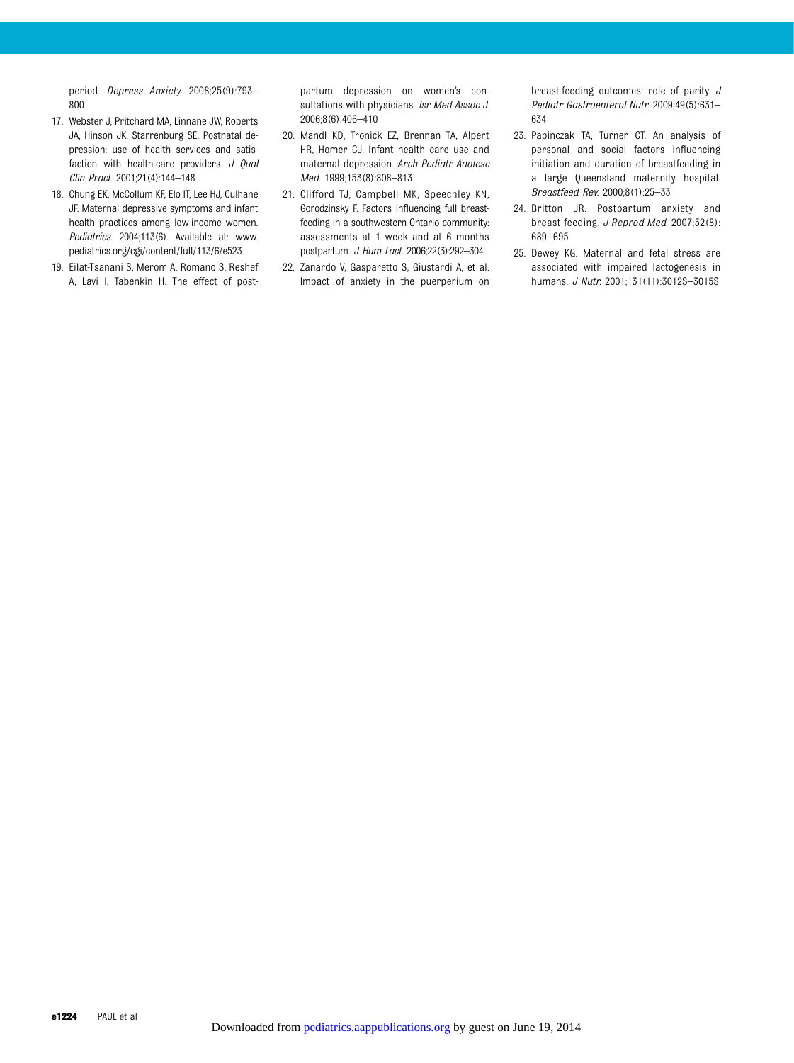period. *Depress Anxiety*. 2008;25(9):793–800

17. Webster J, Pritchard MA, Linnane JW, Roberts JA, Hinson JK, Starrenburg SE. Postnatal depression: use of health services and satisfaction with health-care providers. *J Qual Clin Pract*. 2001;21(4):144–148
18. Chung EK, McCollum KF, Elo IT, Lee HJ, Culhane JF. Maternal depressive symptoms and infant health practices among low-income women. *Pediatrics*. 2004;113(6). Available at: www.pediatrics.org/cgi/content/full/113/6/e523
19. Eilat-Tsanani S, Merom A, Romano S, Reshef A, Lavi I, Tabenkin H. The effect of postpartum depression on women's consultations with physicians. *Isr Med Assoc J*. 2006;8(6):406–410
20. Mandl KD, Tronick EZ, Brennan TA, Alpert HR, Homer CJ. Infant health care use and maternal depression. *Arch Pediatr Adolesc Med*. 1999;153(8):808–813
21. Clifford TJ, Campbell MK, Speechley KN, Gorodzinsky F. Factors influencing full breastfeeding in a southwestern Ontario community: assessments at 1 week and at 6 months postpartum. *J Hum Lact*. 2006;22(3):292–304
22. Zanardo V, Gasparetto S, Giustardi A, et al. Impact of anxiety in the puerperium on breast-feeding outcomes: role of parity. *J Pediatr Gastroenterol Nutr*. 2009;49(5):631–634
23. Papinczak TA, Turner CT. An analysis of personal and social factors influencing initiation and duration of breastfeeding in a large Queensland maternity hospital. *Breastfeed Rev*. 2000;8(1):25–33
24. Britton JR. Postpartum anxiety and breast feeding. *J Reprod Med*. 2007;52(8):689–695
25. Dewey KG. Maternal and fetal stress are associated with impaired lactogenesis in humans. *J Nutr*. 2001;131(11):3012S–3015S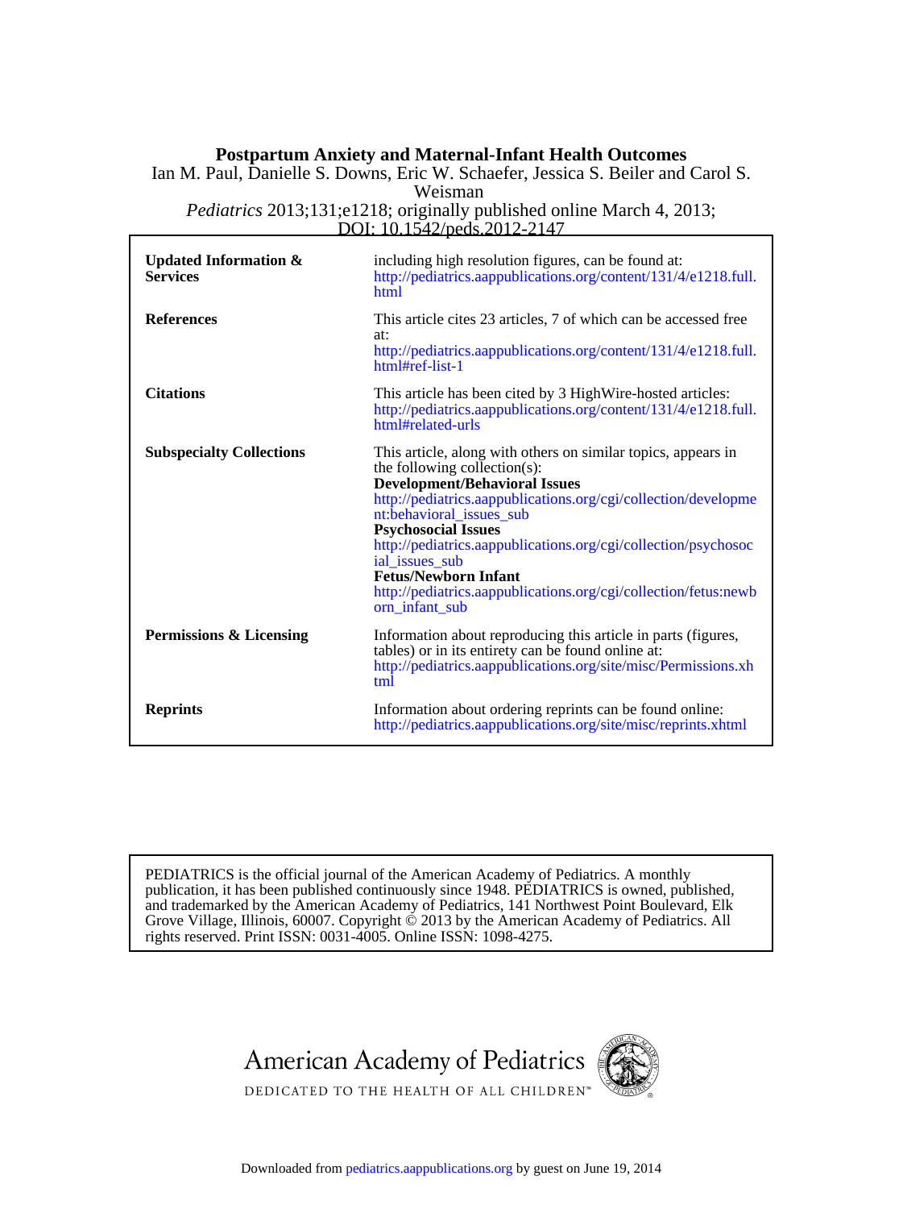# Postpartum Anxiety and Maternal-Infant Health Outcomes

Ian M. Paul, Danielle S. Downs, Eric W. Schaefer, Jessica S. Beiler and Carol S. Weisman

*Pediatrics* 2013;131;e1218; originally published online March 4, 2013;

DOI: 10.1542/peds.2012-2147

| | |
|---|---|
| **Updated Information & Services** | including high resolution figures, can be found at: http://pediatrics.aappublications.org/content/131/4/e1218.full.html |
| **References** | This article cites 23 articles, 7 of which can be accessed free at: http://pediatrics.aappublications.org/content/131/4/e1218.full.html#ref-list-1 |
| **Citations** | This article has been cited by 3 HighWire-hosted articles: http://pediatrics.aappublications.org/content/131/4/e1218.full.html#related-urls |
| **Subspecialty Collections** | This article, along with others on similar topics, appears in the following collection(s): **Development/Behavioral Issues** http://pediatrics.aappublications.org/cgi/collection/development:behavioral_issues_sub **Psychosocial Issues** http://pediatrics.aappublications.org/cgi/collection/psychosocial_issues_sub **Fetus/Newborn Infant** http://pediatrics.aappublications.org/cgi/collection/fetus:newborn_infant_sub |
| **Permissions & Licensing** | Information about reproducing this article in parts (figures, tables) or in its entirety can be found online at: http://pediatrics.aappublications.org/site/misc/Permissions.xhtml |
| **Reprints** | Information about ordering reprints can be found online: http://pediatrics.aappublications.org/site/misc/reprints.xhtml |

PEDIATRICS is the official journal of the American Academy of Pediatrics. A monthly publication, it has been published continuously since 1948. PEDIATRICS is owned, published, and trademarked by the American Academy of Pediatrics, 141 Northwest Point Boulevard, Elk Grove Village, Illinois, 60007. Copyright © 2013 by the American Academy of Pediatrics. All rights reserved. Print ISSN: 0031-4005. Online ISSN: 1098-4275.

American Academy of Pediatrics

DEDICATED TO THE HEALTH OF ALL CHILDREN™

Downloaded from pediatrics.aappublications.org by guest on June 19, 2014